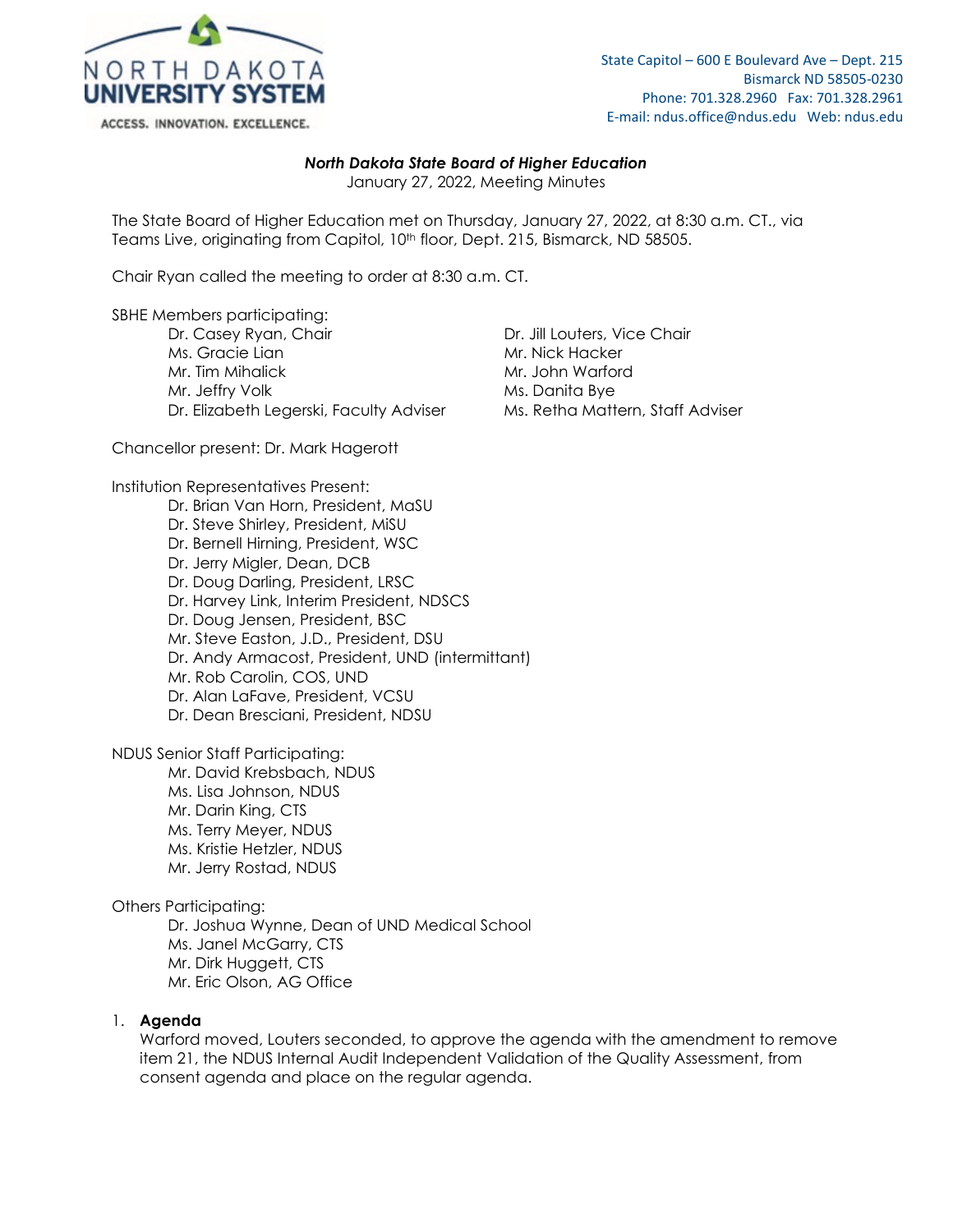NORTH DAKOTA UNIVERSITY SYSTEM
ACCESS. INNOVATION. EXCELLENCE.

State Capitol – 600 E Boulevard Ave – Dept. 215
Bismarck ND 58505-0230
Phone: 701.328.2960 Fax: 701.328.2961
E-mail: ndus.office@ndus.edu Web: ndus.edu

***North Dakota State Board of Higher Education***

January 27, 2022, Meeting Minutes

The State Board of Higher Education met on Thursday, January 27, 2022, at 8:30 a.m. CT., via Teams Live, originating from Capitol, 10th floor, Dept. 215, Bismarck, ND 58505.

Chair Ryan called the meeting to order at 8:30 a.m. CT.

SBHE Members participating:

- Dr. Casey Ryan, Chair
- Ms. Gracie Lian
- Mr. Tim Mihalick
- Mr. Jeffry Volk
- Dr. Elizabeth Legerski, Faculty Adviser
- Dr. Jill Louters, Vice Chair
- Mr. Nick Hacker
- Mr. John Warford
- Ms. Danita Bye
- Ms. Retha Mattern, Staff Adviser

Chancellor present: Dr. Mark Hagerott

Institution Representatives Present:

- Dr. Brian Van Horn, President, MaSU
- Dr. Steve Shirley, President, MiSU
- Dr. Bernell Hirning, President, WSC
- Dr. Jerry Migler, Dean, DCB
- Dr. Doug Darling, President, LRSC
- Dr. Harvey Link, Interim President, NDSCS
- Dr. Doug Jensen, President, BSC
- Mr. Steve Easton, J.D., President, DSU
- Dr. Andy Armacost, President, UND (intermittant)
- Mr. Rob Carolin, COS, UND
- Dr. Alan LaFave, President, VCSU
- Dr. Dean Bresciani, President, NDSU

NDUS Senior Staff Participating:

- Mr. David Krebsbach, NDUS
- Ms. Lisa Johnson, NDUS
- Mr. Darin King, CTS
- Ms. Terry Meyer, NDUS
- Ms. Kristie Hetzler, NDUS
- Mr. Jerry Rostad, NDUS

Others Participating:

- Dr. Joshua Wynne, Dean of UND Medical School
- Ms. Janel McGarry, CTS
- Mr. Dirk Huggett, CTS
- Mr. Eric Olson, AG Office

1. **Agenda**

   Warford moved, Louters seconded, to approve the agenda with the amendment to remove item 21, the NDUS Internal Audit Independent Validation of the Quality Assessment, from consent agenda and place on the regular agenda.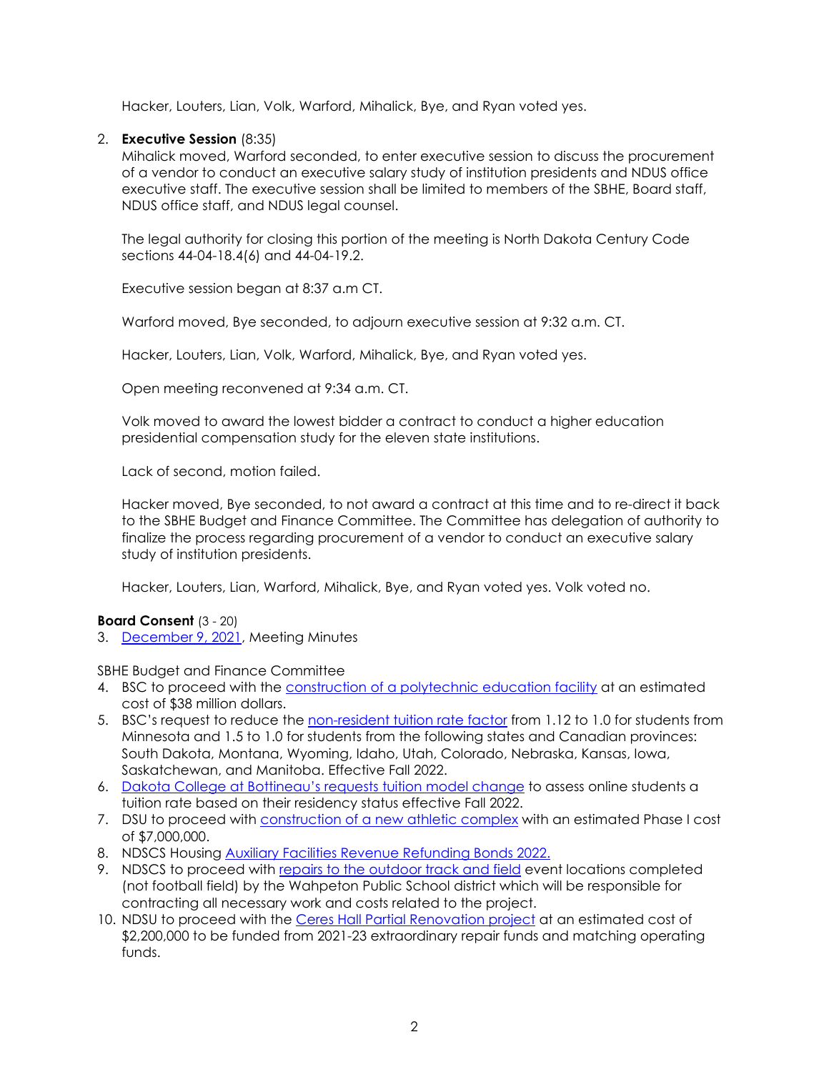Hacker, Louters, Lian, Volk, Warford, Mihalick, Bye, and Ryan voted yes.

2. **Executive Session** (8:35)
   Mihalick moved, Warford seconded, to enter executive session to discuss the procurement of a vendor to conduct an executive salary study of institution presidents and NDUS office executive staff. The executive session shall be limited to members of the SBHE, Board staff, NDUS office staff, and NDUS legal counsel.

   The legal authority for closing this portion of the meeting is North Dakota Century Code sections 44-04-18.4(6) and 44-04-19.2.

   Executive session began at 8:37 a.m CT.

   Warford moved, Bye seconded, to adjourn executive session at 9:32 a.m. CT.

   Hacker, Louters, Lian, Volk, Warford, Mihalick, Bye, and Ryan voted yes.

   Open meeting reconvened at 9:34 a.m. CT.

   Volk moved to award the lowest bidder a contract to conduct a higher education presidential compensation study for the eleven state institutions.

   Lack of second, motion failed.

   Hacker moved, Bye seconded, to not award a contract at this time and to re-direct it back to the SBHE Budget and Finance Committee. The Committee has delegation of authority to finalize the process regarding procurement of a vendor to conduct an executive salary study of institution presidents.

   Hacker, Louters, Lian, Warford, Mihalick, Bye, and Ryan voted yes. Volk voted no.

**Board Consent** (3 - 20)

3. December 9, 2021, Meeting Minutes

SBHE Budget and Finance Committee

4. BSC to proceed with the construction of a polytechnic education facility at an estimated cost of $38 million dollars.
5. BSC's request to reduce the non-resident tuition rate factor from 1.12 to 1.0 for students from Minnesota and 1.5 to 1.0 for students from the following states and Canadian provinces: South Dakota, Montana, Wyoming, Idaho, Utah, Colorado, Nebraska, Kansas, Iowa, Saskatchewan, and Manitoba. Effective Fall 2022.
6. Dakota College at Bottineau's requests tuition model change to assess online students a tuition rate based on their residency status effective Fall 2022.
7. DSU to proceed with construction of a new athletic complex with an estimated Phase I cost of $7,000,000.
8. NDSCS Housing Auxiliary Facilities Revenue Refunding Bonds 2022.
9. NDSCS to proceed with repairs to the outdoor track and field event locations completed (not football field) by the Wahpeton Public School district which will be responsible for contracting all necessary work and costs related to the project.
10. NDSU to proceed with the Ceres Hall Partial Renovation project at an estimated cost of $2,200,000 to be funded from 2021-23 extraordinary repair funds and matching operating funds.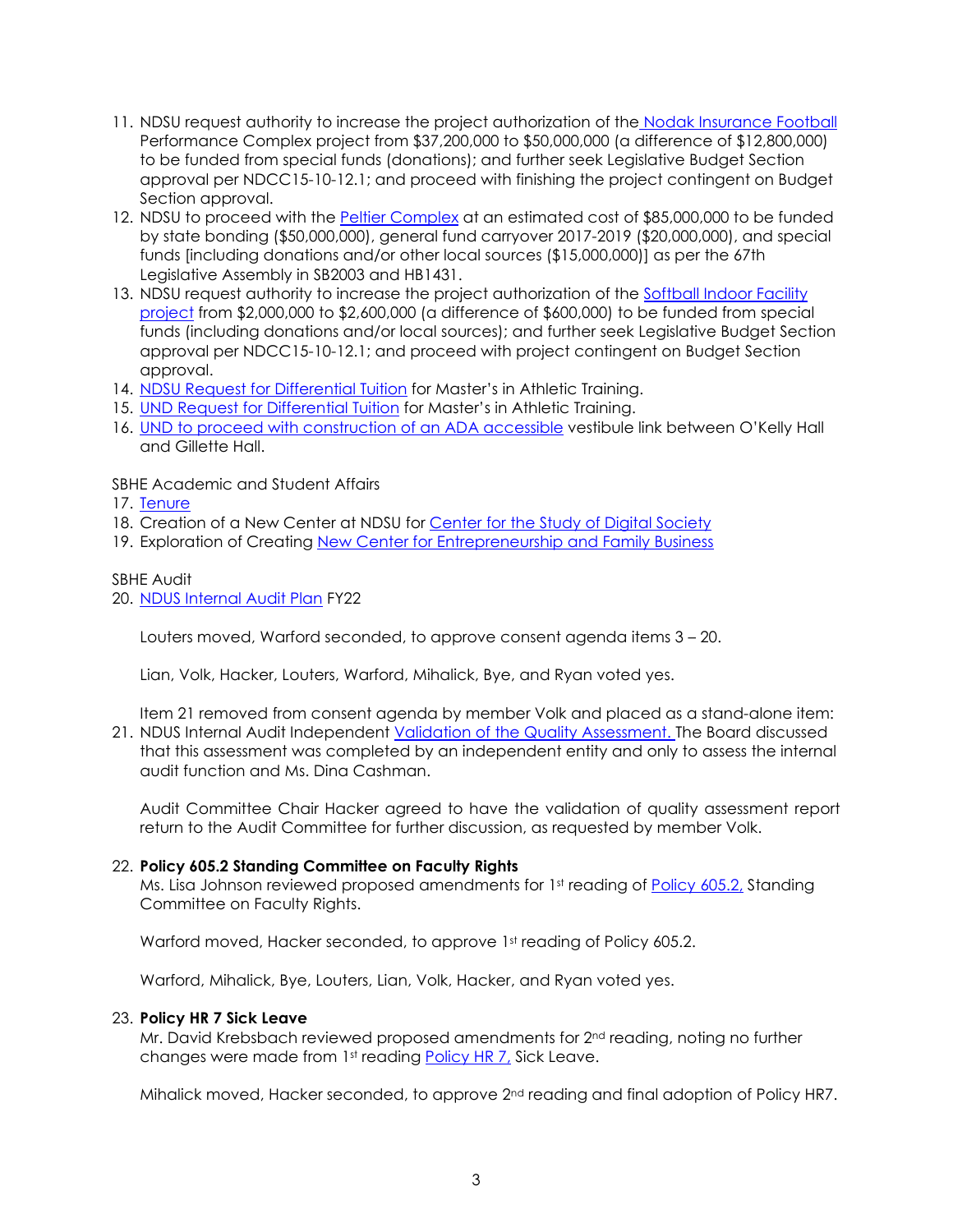11. NDSU request authority to increase the project authorization of the Nodak Insurance Football Performance Complex project from $37,200,000 to $50,000,000 (a difference of $12,800,000) to be funded from special funds (donations); and further seek Legislative Budget Section approval per NDCC15-10-12.1; and proceed with finishing the project contingent on Budget Section approval.
12. NDSU to proceed with the Peltier Complex at an estimated cost of $85,000,000 to be funded by state bonding ($50,000,000), general fund carryover 2017-2019 ($20,000,000), and special funds [including donations and/or other local sources ($15,000,000)] as per the 67th Legislative Assembly in SB2003 and HB1431.
13. NDSU request authority to increase the project authorization of the Softball Indoor Facility project from $2,000,000 to $2,600,000 (a difference of $600,000) to be funded from special funds (including donations and/or local sources); and further seek Legislative Budget Section approval per NDCC15-10-12.1; and proceed with project contingent on Budget Section approval.
14. NDSU Request for Differential Tuition for Master's in Athletic Training.
15. UND Request for Differential Tuition for Master's in Athletic Training.
16. UND to proceed with construction of an ADA accessible vestibule link between O'Kelly Hall and Gillette Hall.

SBHE Academic and Student Affairs

17. Tenure
18. Creation of a New Center at NDSU for Center for the Study of Digital Society
19. Exploration of Creating New Center for Entrepreneurship and Family Business

SBHE Audit

20. NDUS Internal Audit Plan FY22

Louters moved, Warford seconded, to approve consent agenda items 3 – 20.

Lian, Volk, Hacker, Louters, Warford, Mihalick, Bye, and Ryan voted yes.

Item 21 removed from consent agenda by member Volk and placed as a stand-alone item:

21. NDUS Internal Audit Independent Validation of the Quality Assessment. The Board discussed that this assessment was completed by an independent entity and only to assess the internal audit function and Ms. Dina Cashman.

    Audit Committee Chair Hacker agreed to have the validation of quality assessment report return to the Audit Committee for further discussion, as requested by member Volk.

22. **Policy 605.2 Standing Committee on Faculty Rights**

    Ms. Lisa Johnson reviewed proposed amendments for 1st reading of Policy 605.2, Standing Committee on Faculty Rights.

    Warford moved, Hacker seconded, to approve 1st reading of Policy 605.2.

    Warford, Mihalick, Bye, Louters, Lian, Volk, Hacker, and Ryan voted yes.

23. **Policy HR 7 Sick Leave**

    Mr. David Krebsbach reviewed proposed amendments for 2nd reading, noting no further changes were made from 1st reading Policy HR 7, Sick Leave.

    Mihalick moved, Hacker seconded, to approve 2nd reading and final adoption of Policy HR7.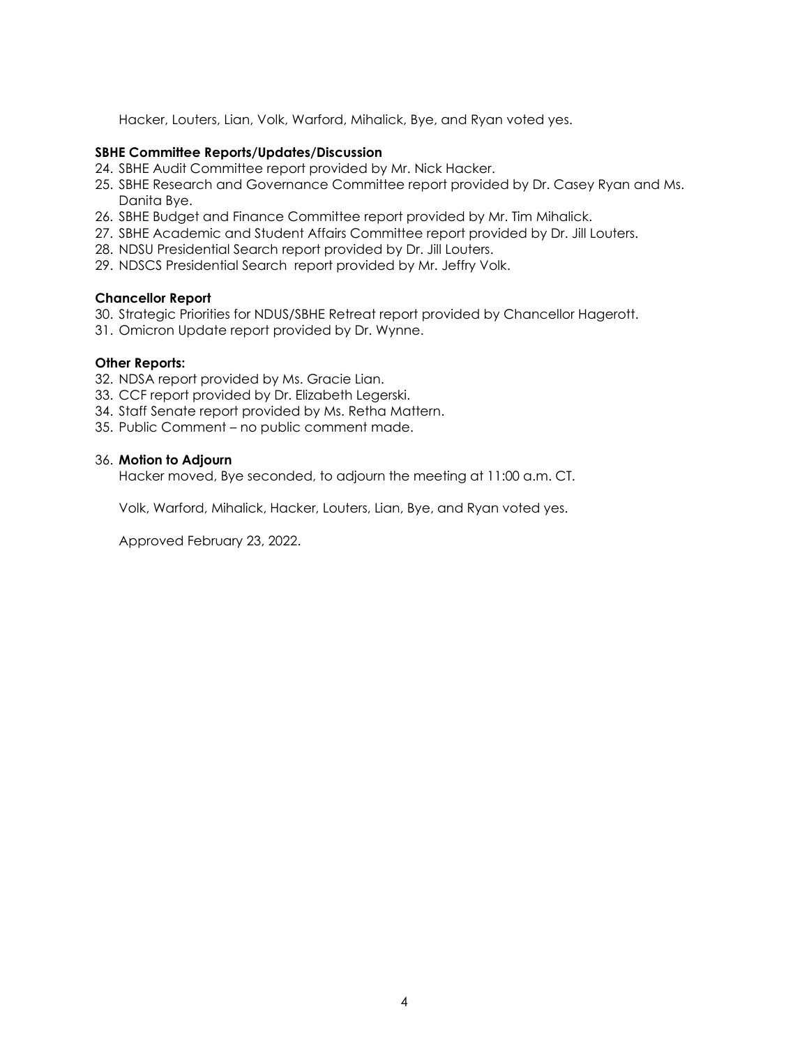Hacker, Louters, Lian, Volk, Warford, Mihalick, Bye, and Ryan voted yes.

**SBHE Committee Reports/Updates/Discussion**

24. SBHE Audit Committee report provided by Mr. Nick Hacker.
25. SBHE Research and Governance Committee report provided by Dr. Casey Ryan and Ms. Danita Bye.
26. SBHE Budget and Finance Committee report provided by Mr. Tim Mihalick.
27. SBHE Academic and Student Affairs Committee report provided by Dr. Jill Louters.
28. NDSU Presidential Search report provided by Dr. Jill Louters.
29. NDSCS Presidential Search report provided by Mr. Jeffry Volk.

**Chancellor Report**

30. Strategic Priorities for NDUS/SBHE Retreat report provided by Chancellor Hagerott.
31. Omicron Update report provided by Dr. Wynne.

**Other Reports:**

32. NDSA report provided by Ms. Gracie Lian.
33. CCF report provided by Dr. Elizabeth Legerski.
34. Staff Senate report provided by Ms. Retha Mattern.
35. Public Comment – no public comment made.

36. **Motion to Adjourn**

    Hacker moved, Bye seconded, to adjourn the meeting at 11:00 a.m. CT.

    Volk, Warford, Mihalick, Hacker, Louters, Lian, Bye, and Ryan voted yes.

    Approved February 23, 2022.